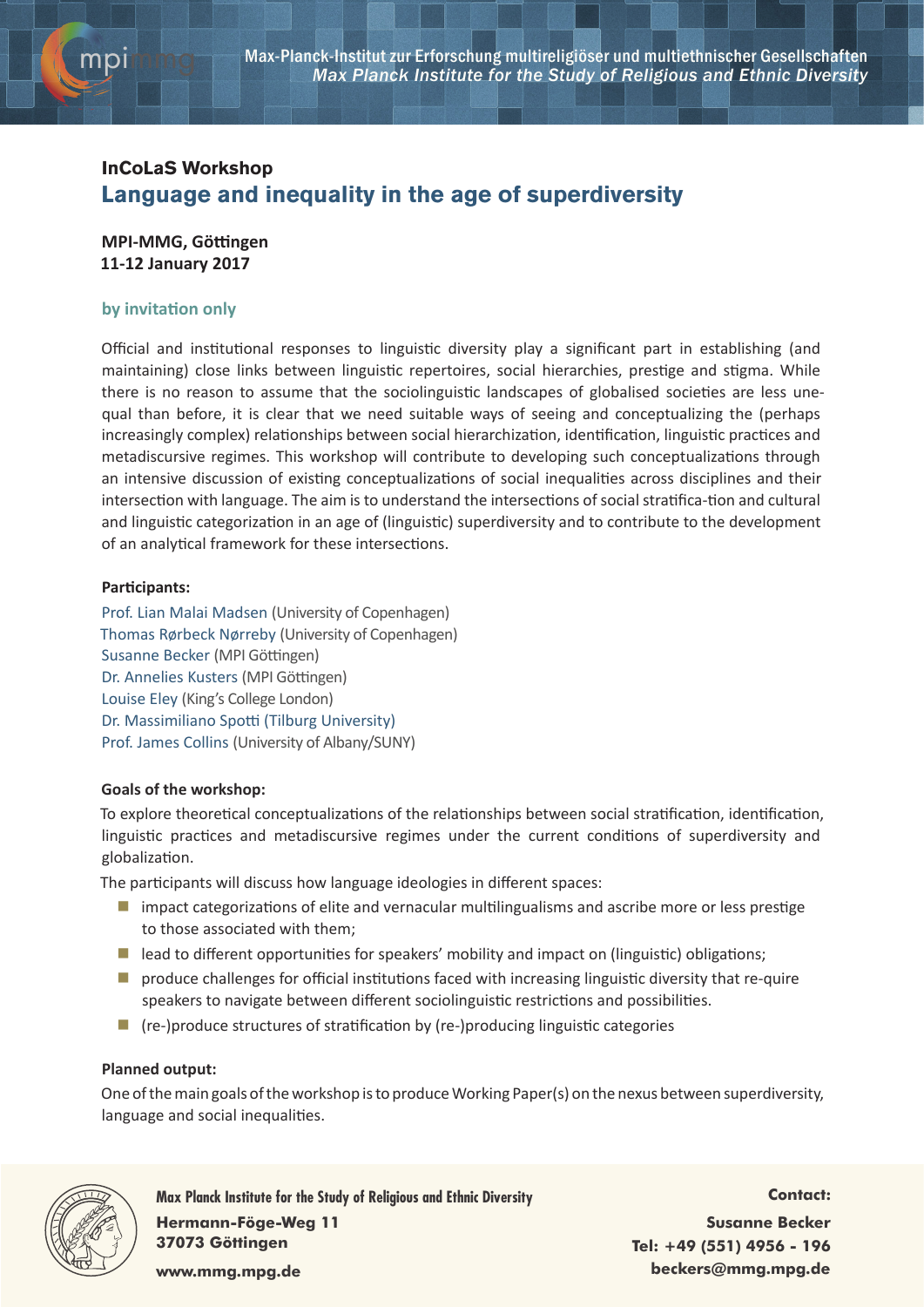Max-Planck-Institut zur Erforschung multireligiöser und multiethnischer Gesellschaften
*Max Planck Institute for the Study of Religious and Ethnic Diversity*

**InCoLaS Workshop**

# Language and inequality in the age of superdiversity

**MPI-MMG, Göttingen**
**11-12 January 2017**

**by invitation only**

Official and institutional responses to linguistic diversity play a significant part in establishing (and maintaining) close links between linguistic repertoires, social hierarchies, prestige and stigma. While there is no reason to assume that the sociolinguistic landscapes of globalised societies are less unequal than before, it is clear that we need suitable ways of seeing and conceptualizing the (perhaps increasingly complex) relationships between social hierarchization, identification, linguistic practices and metadiscursive regimes. This workshop will contribute to developing such conceptualizations through an intensive discussion of existing conceptualizations of social inequalities across disciplines and their intersection with language. The aim is to understand the intersections of social stratifica-tion and cultural and linguistic categorization in an age of (linguistic) superdiversity and to contribute to the development of an analytical framework for these intersections.

**Participants:**

Prof. Lian Malai Madsen (University of Copenhagen)
Thomas Rørbeck Nørreby (University of Copenhagen)
Susanne Becker (MPI Göttingen)
Dr. Annelies Kusters (MPI Göttingen)
Louise Eley (King's College London)
Dr. Massimiliano Spotti (Tilburg University)
Prof. James Collins (University of Albany/SUNY)

**Goals of the workshop:**

To explore theoretical conceptualizations of the relationships between social stratification, identification, linguistic practices and metadiscursive regimes under the current conditions of superdiversity and globalization.

The participants will discuss how language ideologies in different spaces:

- impact categorizations of elite and vernacular multilingualisms and ascribe more or less prestige to those associated with them;
- lead to different opportunities for speakers' mobility and impact on (linguistic) obligations;
- produce challenges for official institutions faced with increasing linguistic diversity that re-quire speakers to navigate between different sociolinguistic restrictions and possibilities.
- (re-)produce structures of stratification by (re-)producing linguistic categories

**Planned output:**

One of the main goals of the workshop is to produce Working Paper(s) on the nexus between superdiversity, language and social inequalities.

**Max Planck Institute for the Study of Religious and Ethnic Diversity**
**Hermann-Föge-Weg 11**
**37073 Göttingen**
**www.mmg.mpg.de**

**Contact:**
**Susanne Becker**
**Tel: +49 (551) 4956 - 196**
**beckers@mmg.mpg.de**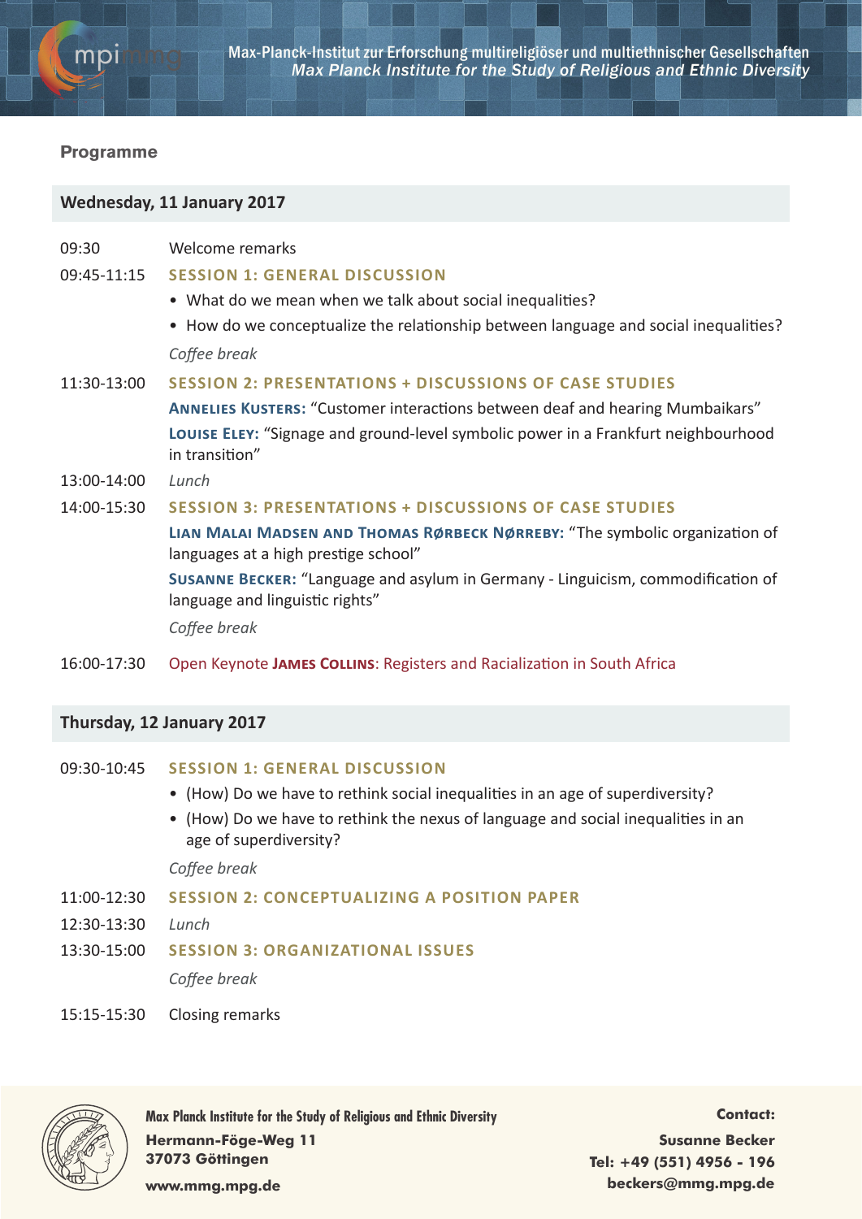## Programme

### Wednesday, 11 January 2017

09:30 Welcome remarks

09:45-11:15 **SESSION 1: GENERAL DISCUSSION**

- What do we mean when we talk about social inequalities?
- How do we conceptualize the relationship between language and social inequalities?

*Coffee break*

11:30-13:00 **SESSION 2: PRESENTATIONS + DISCUSSIONS OF CASE STUDIES**

**Annelies Kusters:** "Customer interactions between deaf and hearing Mumbaikars"

**Louise Eley:** "Signage and ground-level symbolic power in a Frankfurt neighbourhood in transition"

13:00-14:00 *Lunch*

14:00-15:30 **SESSION 3: PRESENTATIONS + DISCUSSIONS OF CASE STUDIES**

**Lian Malai Madsen and Thomas Rørbeck Nørreby:** "The symbolic organization of languages at a high prestige school"

**Susanne Becker:** "Language and asylum in Germany - Linguicism, commodification of language and linguistic rights"

*Coffee break*

16:00-17:30 Open Keynote **James Collins**: Registers and Racialization in South Africa

### Thursday, 12 January 2017

09:30-10:45 **SESSION 1: GENERAL DISCUSSION**

- (How) Do we have to rethink social inequalities in an age of superdiversity?
- (How) Do we have to rethink the nexus of language and social inequalities in an age of superdiversity?

*Coffee break*

11:00-12:30 **SESSION 2: CONCEPTUALIZING A POSITION PAPER**

12:30-13:30 *Lunch*

13:30-15:00 **SESSION 3: ORGANIZATIONAL ISSUES**

*Coffee break*

15:15-15:30 Closing remarks

**Max Planck Institute for the Study of Religious and Ethnic Diversity**
**Hermann-Föge-Weg 11**
**37073 Göttingen**
**www.mmg.mpg.de**

**Contact:**
**Susanne Becker**
**Tel: +49 (551) 4956 - 196**
**beckers@mmg.mpg.de**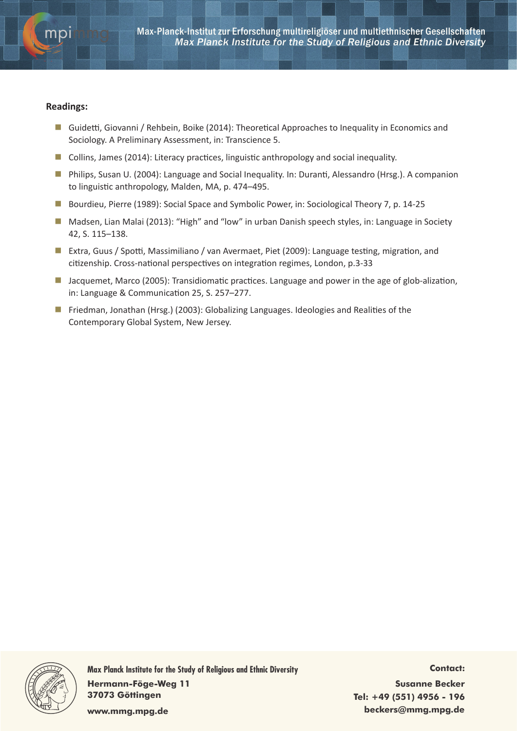**Readings:**

- Guidetti, Giovanni / Rehbein, Boike (2014): Theoretical Approaches to Inequality in Economics and Sociology. A Preliminary Assessment, in: Transcience 5.
- Collins, James (2014): Literacy practices, linguistic anthropology and social inequality.
- Philips, Susan U. (2004): Language and Social Inequality. In: Duranti, Alessandro (Hrsg.). A companion to linguistic anthropology, Malden, MA, p. 474–495.
- Bourdieu, Pierre (1989): Social Space and Symbolic Power, in: Sociological Theory 7, p. 14-25
- Madsen, Lian Malai (2013): "High" and "low" in urban Danish speech styles, in: Language in Society 42, S. 115–138.
- Extra, Guus / Spotti, Massimiliano / van Avermaet, Piet (2009): Language testing, migration, and citizenship. Cross-national perspectives on integration regimes, London, p.3-33
- Jacquemet, Marco (2005): Transidiomatic practices. Language and power in the age of glob-alization, in: Language & Communication 25, S. 257–277.
- Friedman, Jonathan (Hrsg.) (2003): Globalizing Languages. Ideologies and Realities of the Contemporary Global System, New Jersey.